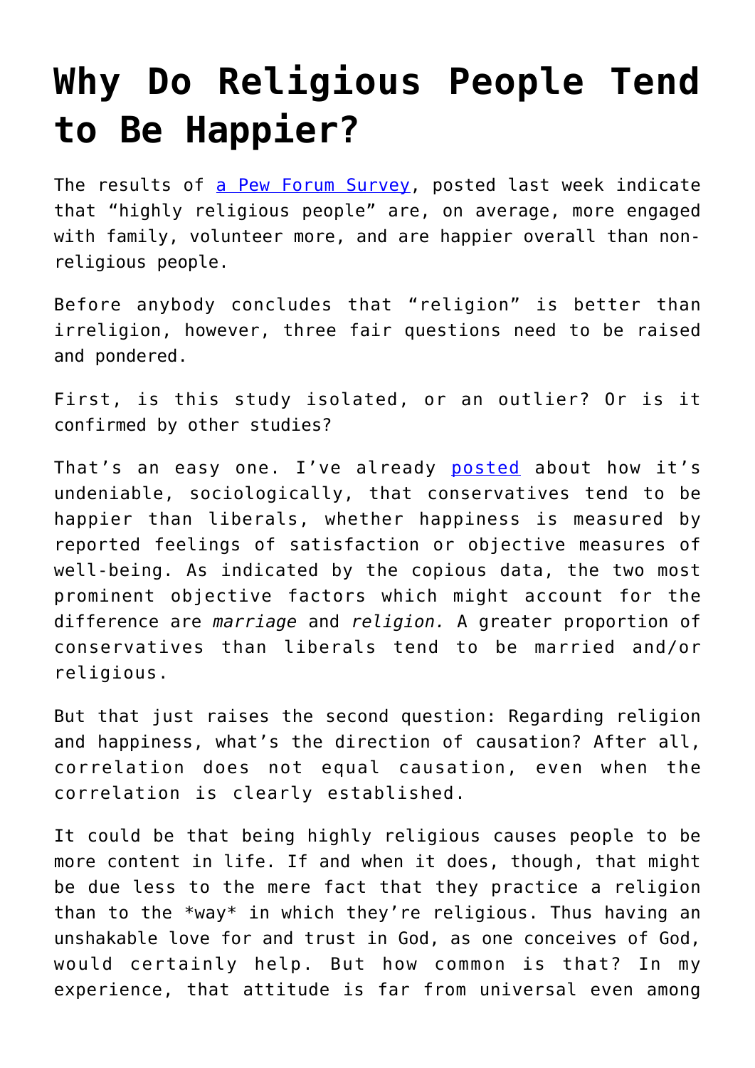# Why Do Religious People Tend to Be Happier?

The results of [a Pew Forum Survey](), posted last week indicate that "highly religious people" are, on average, more engaged with family, volunteer more, and are happier overall than non-religious people.

Before anybody concludes that "religion" is better than irreligion, however, three fair questions need to be raised and pondered.

First, is this study isolated, or an outlier? Or is it confirmed by other studies?

That's an easy one. I've already [posted]() about how it's undeniable, sociologically, that conservatives tend to be happier than liberals, whether happiness is measured by reported feelings of satisfaction or objective measures of well-being. As indicated by the copious data, the two most prominent objective factors which might account for the difference are *marriage* and *religion.* A greater proportion of conservatives than liberals tend to be married and/or religious.

But that just raises the second question: Regarding religion and happiness, what's the direction of causation? After all, correlation does not equal causation, even when the correlation is clearly established.

It could be that being highly religious causes people to be more content in life. If and when it does, though, that might be due less to the mere fact that they practice a religion than to the *way* in which they're religious. Thus having an unshakable love for and trust in God, as one conceives of God, would certainly help. But how common is that? In my experience, that attitude is far from universal even among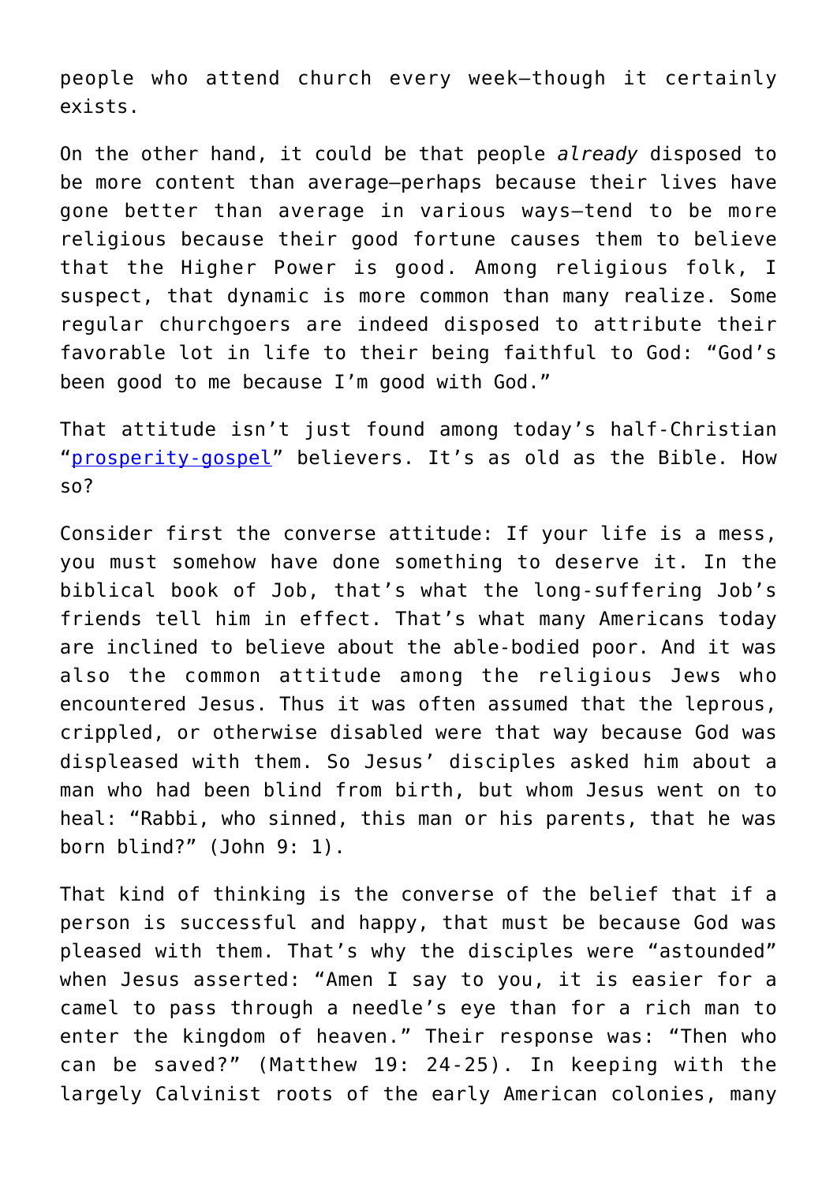people who attend church every week—though it certainly exists.

On the other hand, it could be that people *already* disposed to be more content than average—perhaps because their lives have gone better than average in various ways—tend to be more religious because their good fortune causes them to believe that the Higher Power is good. Among religious folk, I suspect, that dynamic is more common than many realize. Some regular churchgoers are indeed disposed to attribute their favorable lot in life to their being faithful to God: "God's been good to me because I'm good with God."

That attitude isn't just found among today's half-Christian "prosperity-gospel" believers. It's as old as the Bible. How so?

Consider first the converse attitude: If your life is a mess, you must somehow have done something to deserve it. In the biblical book of Job, that's what the long-suffering Job's friends tell him in effect. That's what many Americans today are inclined to believe about the able-bodied poor. And it was also the common attitude among the religious Jews who encountered Jesus. Thus it was often assumed that the leprous, crippled, or otherwise disabled were that way because God was displeased with them. So Jesus' disciples asked him about a man who had been blind from birth, but whom Jesus went on to heal: "Rabbi, who sinned, this man or his parents, that he was born blind?" (John 9: 1).

That kind of thinking is the converse of the belief that if a person is successful and happy, that must be because God was pleased with them. That's why the disciples were "astounded" when Jesus asserted: "Amen I say to you, it is easier for a camel to pass through a needle's eye than for a rich man to enter the kingdom of heaven." Their response was: "Then who can be saved?" (Matthew 19: 24-25). In keeping with the largely Calvinist roots of the early American colonies, many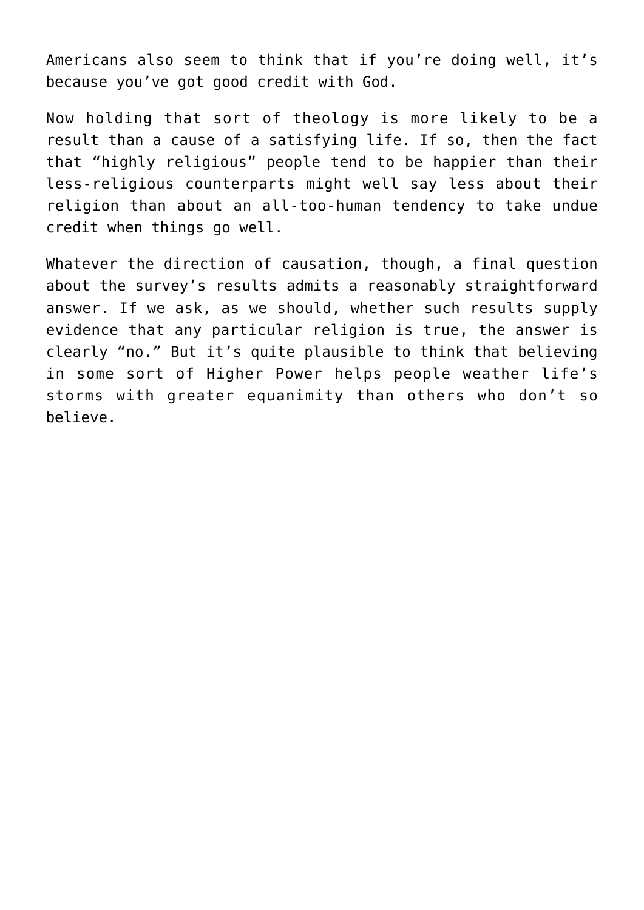Americans also seem to think that if you're doing well, it's because you've got good credit with God.

Now holding that sort of theology is more likely to be a result than a cause of a satisfying life. If so, then the fact that "highly religious" people tend to be happier than their less-religious counterparts might well say less about their religion than about an all-too-human tendency to take undue credit when things go well.

Whatever the direction of causation, though, a final question about the survey's results admits a reasonably straightforward answer. If we ask, as we should, whether such results supply evidence that any particular religion is true, the answer is clearly "no." But it's quite plausible to think that believing in some sort of Higher Power helps people weather life's storms with greater equanimity than others who don't so believe.